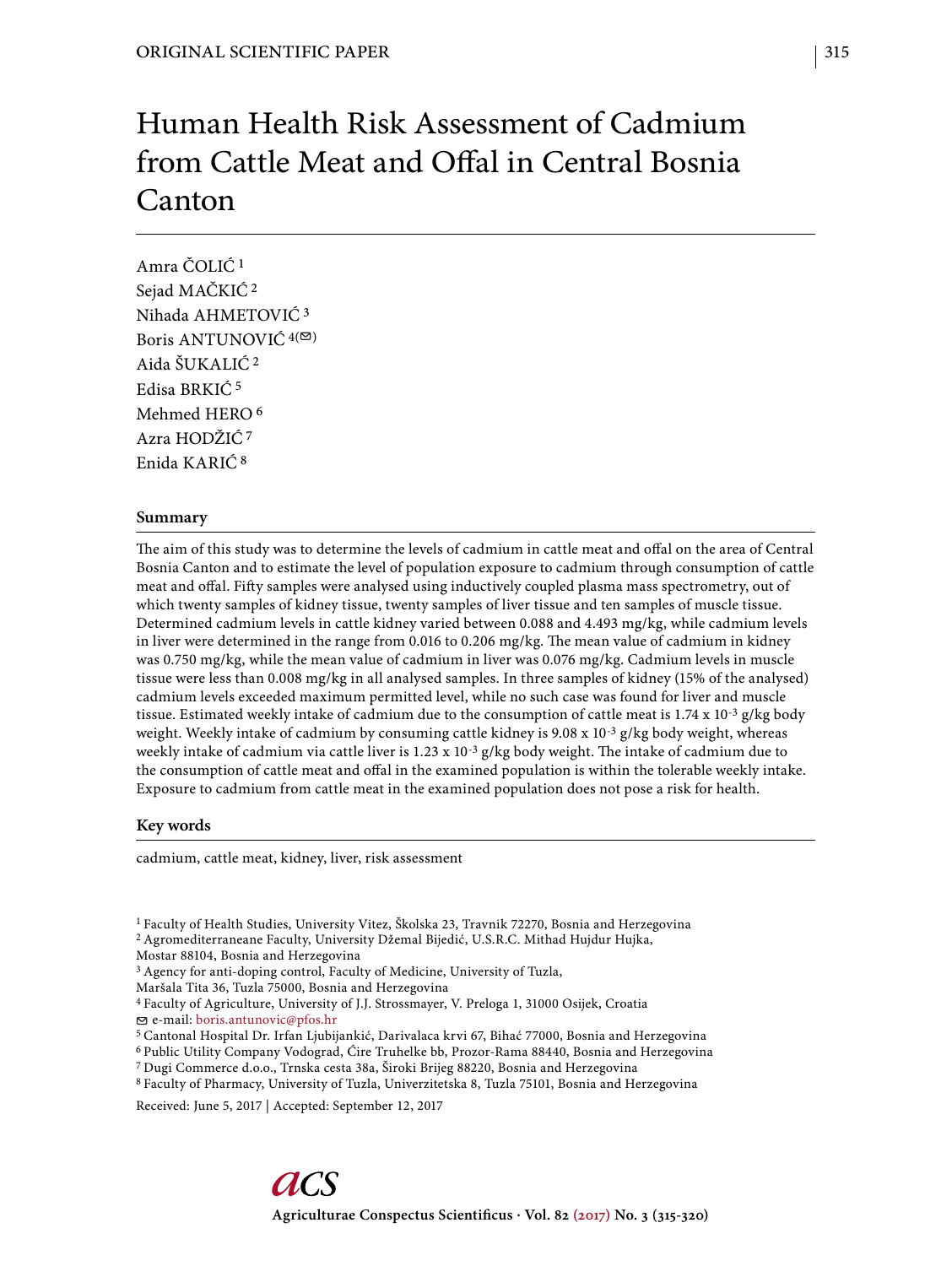ORIGINAL SCIENTIFIC PAPER

# Human Health Risk Assessment of Cadmium from Cattle Meat and Offal in Central Bosnia Canton

Amra ČOLIĆ [1]
Sejad MAČKIĆ [2]
Nihada AHMETOVIĆ [3]
Boris ANTUNOVIĆ [4(✉)]
Aida ŠUKALIĆ [2]
Edisa BRKIĆ [5]
Mehmed HERO [6]
Azra HODŽIĆ [7]
Enida KARIĆ [8]

## Summary

The aim of this study was to determine the levels of cadmium in cattle meat and offal on the area of Central Bosnia Canton and to estimate the level of population exposure to cadmium through consumption of cattle meat and offal. Fifty samples were analysed using inductively coupled plasma mass spectrometry, out of which twenty samples of kidney tissue, twenty samples of liver tissue and ten samples of muscle tissue. Determined cadmium levels in cattle kidney varied between 0.088 and 4.493 mg/kg, while cadmium levels in liver were determined in the range from 0.016 to 0.206 mg/kg. The mean value of cadmium in kidney was 0.750 mg/kg, while the mean value of cadmium in liver was 0.076 mg/kg. Cadmium levels in muscle tissue were less than 0.008 mg/kg in all analysed samples. In three samples of kidney (15% of the analysed) cadmium levels exceeded maximum permitted level, while no such case was found for liver and muscle tissue. Estimated weekly intake of cadmium due to the consumption of cattle meat is $1.74 \times 10^{-3}$ g/kg body weight. Weekly intake of cadmium by consuming cattle kidney is $9.08 \times 10^{-3}$ g/kg body weight, whereas weekly intake of cadmium via cattle liver is $1.23 \times 10^{-3}$ g/kg body weight. The intake of cadmium due to the consumption of cattle meat and offal in the examined population is within the tolerable weekly intake. Exposure to cadmium from cattle meat in the examined population does not pose a risk for health.

## Key words

cadmium, cattle meat, kidney, liver, risk assessment

[1] Faculty of Health Studies, University Vitez, Školska 23, Travnik 72270, Bosnia and Herzegovina
[2] Agromediterraneane Faculty, University Džemal Bijedić, U.S.R.C. Mithad Hujdur Hujka, Mostar 88104, Bosnia and Herzegovina
[3] Agency for anti-doping control, Faculty of Medicine, University of Tuzla, Maršala Tita 36, Tuzla 75000, Bosnia and Herzegovina
[4] Faculty of Agriculture, University of J.J. Strossmayer, V. Preloga 1, 31000 Osijek, Croatia
✉ e-mail: boris.antunovic@pfos.hr
[5] Cantonal Hospital Dr. Irfan Ljubijankić, Darivalaca krvi 67, Bihać 77000, Bosnia and Herzegovina
[6] Public Utility Company Vodograd, Ćire Truhelke bb, Prozor-Rama 88440, Bosnia and Herzegovina
[7] Dugi Commerce d.o.o., Trnska cesta 38a, Široki Brijeg 88220, Bosnia and Herzegovina
[8] Faculty of Pharmacy, University of Tuzla, Univerzitetska 8, Tuzla 75101, Bosnia and Herzegovina

Received: June 5, 2017 | Accepted: September 12, 2017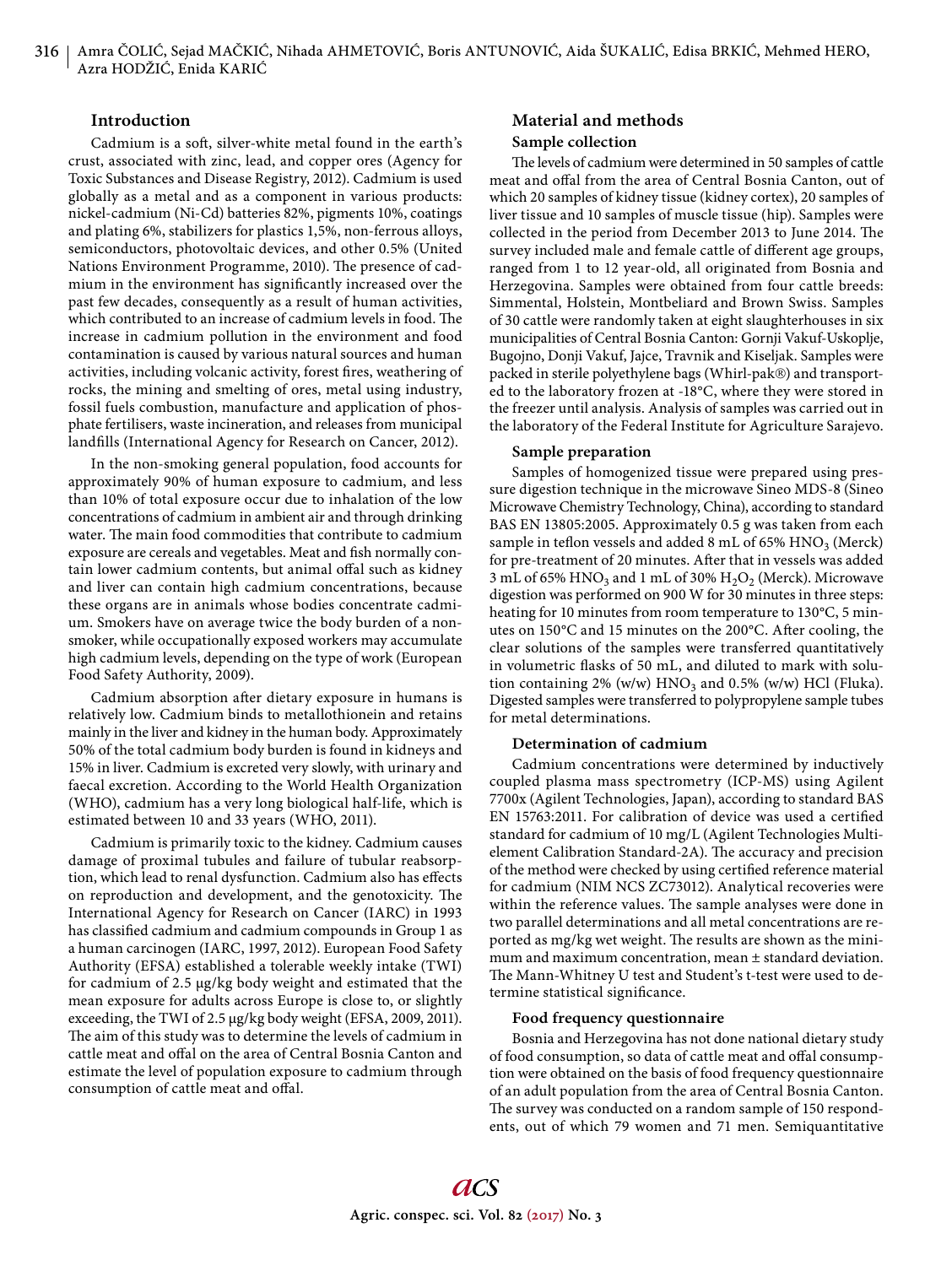## Introduction

Cadmium is a soft, silver-white metal found in the earth's crust, associated with zinc, lead, and copper ores (Agency for Toxic Substances and Disease Registry, 2012). Cadmium is used globally as a metal and as a component in various products: nickel-cadmium (Ni-Cd) batteries 82%, pigments 10%, coatings and plating 6%, stabilizers for plastics 1,5%, non-ferrous alloys, semiconductors, photovoltaic devices, and other 0.5% (United Nations Environment Programme, 2010). The presence of cadmium in the environment has significantly increased over the past few decades, consequently as a result of human activities, which contributed to an increase of cadmium levels in food. The increase in cadmium pollution in the environment and food contamination is caused by various natural sources and human activities, including volcanic activity, forest fires, weathering of rocks, the mining and smelting of ores, metal using industry, fossil fuels combustion, manufacture and application of phosphate fertilisers, waste incineration, and releases from municipal landfills (International Agency for Research on Cancer, 2012).

In the non-smoking general population, food accounts for approximately 90% of human exposure to cadmium, and less than 10% of total exposure occur due to inhalation of the low concentrations of cadmium in ambient air and through drinking water. The main food commodities that contribute to cadmium exposure are cereals and vegetables. Meat and fish normally contain lower cadmium contents, but animal offal such as kidney and liver can contain high cadmium concentrations, because these organs are in animals whose bodies concentrate cadmium. Smokers have on average twice the body burden of a non-smoker, while occupationally exposed workers may accumulate high cadmium levels, depending on the type of work (European Food Safety Authority, 2009).

Cadmium absorption after dietary exposure in humans is relatively low. Cadmium binds to metallothionein and retains mainly in the liver and kidney in the human body. Approximately 50% of the total cadmium body burden is found in kidneys and 15% in liver. Cadmium is excreted very slowly, with urinary and faecal excretion. According to the World Health Organization (WHO), cadmium has a very long biological half-life, which is estimated between 10 and 33 years (WHO, 2011).

Cadmium is primarily toxic to the kidney. Cadmium causes damage of proximal tubules and failure of tubular reabsorption, which lead to renal dysfunction. Cadmium also has effects on reproduction and development, and the genotoxicity. The International Agency for Research on Cancer (IARC) in 1993 has classified cadmium and cadmium compounds in Group 1 as a human carcinogen (IARC, 1997, 2012). European Food Safety Authority (EFSA) established a tolerable weekly intake (TWI) for cadmium of 2.5 μg/kg body weight and estimated that the mean exposure for adults across Europe is close to, or slightly exceeding, the TWI of 2.5 μg/kg body weight (EFSA, 2009, 2011). The aim of this study was to determine the levels of cadmium in cattle meat and offal on the area of Central Bosnia Canton and estimate the level of population exposure to cadmium through consumption of cattle meat and offal.

## Material and methods

### Sample collection

The levels of cadmium were determined in 50 samples of cattle meat and offal from the area of Central Bosnia Canton, out of which 20 samples of kidney tissue (kidney cortex), 20 samples of liver tissue and 10 samples of muscle tissue (hip). Samples were collected in the period from December 2013 to June 2014. The survey included male and female cattle of different age groups, ranged from 1 to 12 year-old, all originated from Bosnia and Herzegovina. Samples were obtained from four cattle breeds: Simmental, Holstein, Montbeliard and Brown Swiss. Samples of 30 cattle were randomly taken at eight slaughterhouses in six municipalities of Central Bosnia Canton: Gornji Vakuf-Uskoplje, Bugojno, Donji Vakuf, Jajce, Travnik and Kiseljak. Samples were packed in sterile polyethylene bags (Whirl-pak®) and transported to the laboratory frozen at -18°C, where they were stored in the freezer until analysis. Analysis of samples was carried out in the laboratory of the Federal Institute for Agriculture Sarajevo.

### Sample preparation

Samples of homogenized tissue were prepared using pressure digestion technique in the microwave Sineo MDS-8 (Sineo Microwave Chemistry Technology, China), according to standard BAS EN 13805:2005. Approximately 0.5 g was taken from each sample in teflon vessels and added 8 mL of 65% $HNO_3$ (Merck) for pre-treatment of 20 minutes. After that in vessels was added 3 mL of 65% $HNO_3$ and 1 mL of 30% $H_2O_2$ (Merck). Microwave digestion was performed on 900 W for 30 minutes in three steps: heating for 10 minutes from room temperature to 130°C, 5 minutes on 150°C and 15 minutes on the 200°C. After cooling, the clear solutions of the samples were transferred quantitatively in volumetric flasks of 50 mL, and diluted to mark with solution containing 2% (w/w) $HNO_3$ and 0.5% (w/w) HCl (Fluka). Digested samples were transferred to polypropylene sample tubes for metal determinations.

### Determination of cadmium

Cadmium concentrations were determined by inductively coupled plasma mass spectrometry (ICP-MS) using Agilent 7700x (Agilent Technologies, Japan), according to standard BAS EN 15763:2011. For calibration of device was used a certified standard for cadmium of 10 mg/L (Agilent Technologies Multi-element Calibration Standard-2A). The accuracy and precision of the method were checked by using certified reference material for cadmium (NIM NCS ZC73012). Analytical recoveries were within the reference values. The sample analyses were done in two parallel determinations and all metal concentrations are reported as mg/kg wet weight. The results are shown as the minimum and maximum concentration, mean ± standard deviation. The Mann-Whitney U test and Student's t-test were used to determine statistical significance.

### Food frequency questionnaire

Bosnia and Herzegovina has not done national dietary study of food consumption, so data of cattle meat and offal consumption were obtained on the basis of food frequency questionnaire of an adult population from the area of Central Bosnia Canton. The survey was conducted on a random sample of 150 respondents, out of which 79 women and 71 men. Semiquantitative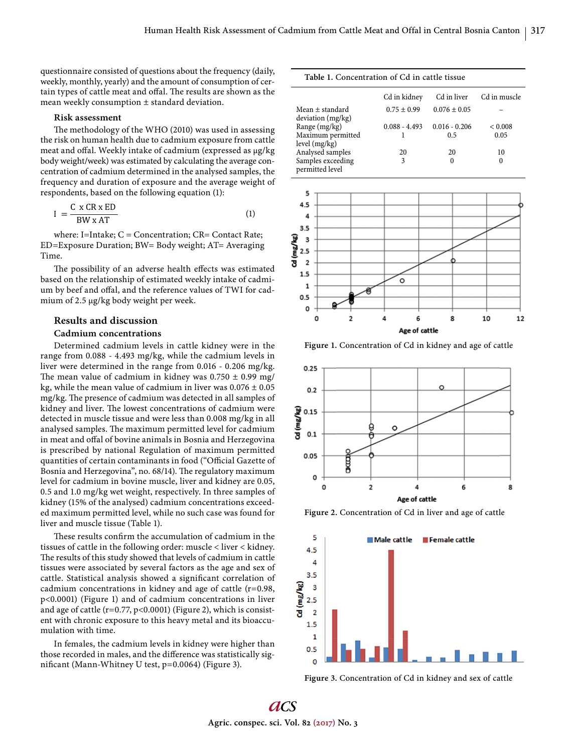questionnaire consisted of questions about the frequency (daily, weekly, monthly, yearly) and the amount of consumption of certain types of cattle meat and offal. The results are shown as the mean weekly consumption ± standard deviation.

### Risk assessment

The methodology of the WHO (2010) was used in assessing the risk on human health due to cadmium exposure from cattle meat and offal. Weekly intake of cadmium (expressed as μg/kg body weight/week) was estimated by calculating the average concentration of cadmium determined in the analysed samples, the frequency and duration of exposure and the average weight of respondents, based on the following equation (1):

$$I = \frac{C \times CR \times ED}{BW \times AT} \qquad (1)$$

where: I=Intake; C = Concentration; CR= Contact Rate; ED=Exposure Duration; BW= Body weight; AT= Averaging Time.

The possibility of an adverse health effects was estimated based on the relationship of estimated weekly intake of cadmium by beef and offal, and the reference values of TWI for cadmium of 2.5 μg/kg body weight per week.

## Results and discussion

### Cadmium concentrations

Determined cadmium levels in cattle kidney were in the range from 0.088 - 4.493 mg/kg, while the cadmium levels in liver were determined in the range from 0.016 - 0.206 mg/kg. The mean value of cadmium in kidney was 0.750 ± 0.99 mg/kg, while the mean value of cadmium in liver was 0.076 ± 0.05 mg/kg. The presence of cadmium was detected in all samples of kidney and liver. The lowest concentrations of cadmium were detected in muscle tissue and were less than 0.008 mg/kg in all analysed samples. The maximum permitted level for cadmium in meat and offal of bovine animals in Bosnia and Herzegovina is prescribed by national Regulation of maximum permitted quantities of certain contaminants in food ("Official Gazette of Bosnia and Herzegovina", no. 68/14). The regulatory maximum level for cadmium in bovine muscle, liver and kidney are 0.05, 0.5 and 1.0 mg/kg wet weight, respectively. In three samples of kidney (15% of the analysed) cadmium concentrations exceeded maximum permitted level, while no such case was found for liver and muscle tissue (Table 1).

These results confirm the accumulation of cadmium in the tissues of cattle in the following order: muscle < liver < kidney. The results of this study showed that levels of cadmium in cattle tissues were associated by several factors as the age and sex of cattle. Statistical analysis showed a significant correlation of cadmium concentrations in kidney and age of cattle ($r=0.98$, $p<0.0001$) (Figure 1) and of cadmium concentrations in liver and age of cattle ($r=0.77$, $p<0.0001$) (Figure 2), which is consistent with chronic exposure to this heavy metal and its bioaccumulation with time.

In females, the cadmium levels in kidney were higher than those recorded in males, and the difference was statistically significant (Mann-Whitney U test, $p=0.0064$) (Figure 3).

Table 1. Concentration of Cd in cattle tissue

| | Cd in kidney | Cd in liver | Cd in muscle |
|---|---|---|---|
| Mean ± standard deviation (mg/kg) | 0.75 ± 0.99 | 0.076 ± 0.05 | – |
| Range (mg/kg) | 0.088 - 4.493 | 0.016 - 0.206 | < 0.008 |
| Maximum permitted level (mg/kg) | 1 | 0.5 | 0.05 |
| Analysed samples | 20 | 20 | 10 |
| Samples exceeding permitted level | 3 | 0 | 0 |

Figure 1. Concentration of Cd in kidney and age of cattle

Figure 2. Concentration of Cd in liver and age of cattle

Figure 3. Concentration of Cd in kidney and sex of cattle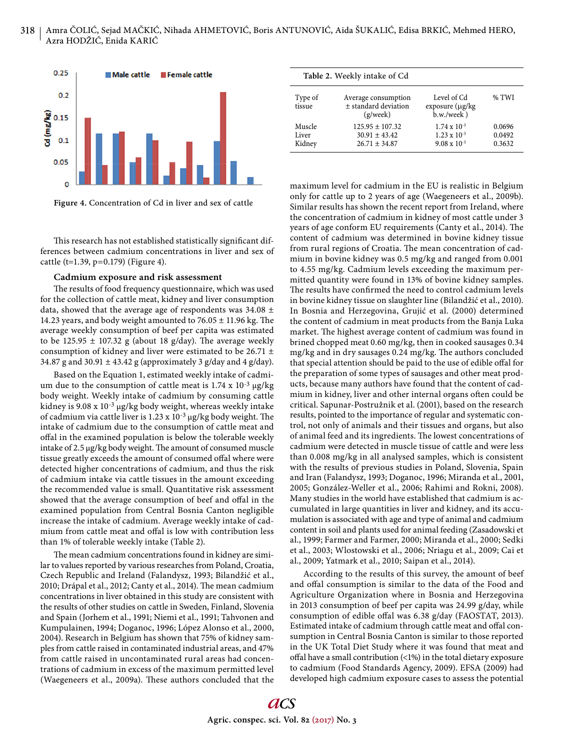Figure 4. Concentration of Cd in liver and sex of cattle

This research has not established statistically significant differences between cadmium concentrations in liver and sex of cattle (t=1.39, p=0.179) (Figure 4).

### Cadmium exposure and risk assessment

The results of food frequency questionnaire, which was used for the collection of cattle meat, kidney and liver consumption data, showed that the average age of respondents was 34.08 ± 14.23 years, and body weight amounted to 76.05 ± 11.96 kg. The average weekly consumption of beef per capita was estimated to be 125.95 ± 107.32 g (about 18 g/day). The average weekly consumption of kidney and liver were estimated to be 26.71 ± 34.87 g and 30.91 ± 43.42 g (approximately 3 g/day and 4 g/day).

Based on the Equation 1, estimated weekly intake of cadmium due to the consumption of cattle meat is $1.74 \times 10^{-3}$ μg/kg body weight. Weekly intake of cadmium by consuming cattle kidney is $9.08 \times 10^{-3}$ μg/kg body weight, whereas weekly intake of cadmium via cattle liver is $1.23 \times 10^{-3}$ μg/kg body weight. The intake of cadmium due to the consumption of cattle meat and offal in the examined population is below the tolerable weekly intake of 2.5 μg/kg body weight. The amount of consumed muscle tissue greatly exceeds the amount of consumed offal where were detected higher concentrations of cadmium, and thus the risk of cadmium intake via cattle tissues in the amount exceeding the recommended value is small. Quantitative risk assessment showed that the average consumption of beef and offal in the examined population from Central Bosnia Canton negligible increase the intake of cadmium. Average weekly intake of cadmium from cattle meat and offal is low with contribution less than 1% of tolerable weekly intake (Table 2).

The mean cadmium concentrations found in kidney are similar to values reported by various researches from Poland, Croatia, Czech Republic and Ireland (Falandysz, 1993; Bilandžić et al., 2010; Drápal et al., 2012; Canty et al., 2014). The mean cadmium concentrations in liver obtained in this study are consistent with the results of other studies on cattle in Sweden, Finland, Slovenia and Spain (Jorhem et al., 1991; Niemi et al., 1991; Tahvonen and Kumpulainen, 1994; Doganoc, 1996; López Alonso et al., 2000, 2004). Research in Belgium has shown that 75% of kidney samples from cattle raised in contaminated industrial areas, and 47% from cattle raised in uncontaminated rural areas had concentrations of cadmium in excess of the maximum permitted level (Waegeneers et al., 2009a). These authors concluded that the maximum level for cadmium in the EU is realistic in Belgium only for cattle up to 2 years of age (Waegeneers et al., 2009b). Similar results has shown the recent report from Ireland, where the concentration of cadmium in kidney of most cattle under 3 years of age conform EU requirements (Canty et al., 2014). The content of cadmium was determined in bovine kidney tissue from rural regions of Croatia. The mean concentration of cadmium in bovine kidney was 0.5 mg/kg and ranged from 0.001 to 4.55 mg/kg. Cadmium levels exceeding the maximum permitted quantity were found in 13% of bovine kidney samples. The results have confirmed the need to control cadmium levels in bovine kidney tissue on slaughter line (Bilandžić et al., 2010). In Bosnia and Herzegovina, Grujić et al. (2000) determined the content of cadmium in meat products from the Banja Luka market. The highest average content of cadmium was found in brined chopped meat 0.60 mg/kg, then in cooked sausages 0.34 mg/kg and in dry sausages 0.24 mg/kg. The authors concluded that special attention should be paid to the use of edible offal for the preparation of some types of sausages and other meat products, because many authors have found that the content of cadmium in kidney, liver and other internal organs often could be critical. Sapunar-Postružnik et al. (2001), based on the research results, pointed to the importance of regular and systematic control, not only of animals and their tissues and organs, but also of animal feed and its ingredients. The lowest concentrations of cadmium were detected in muscle tissue of cattle and were less than 0.008 mg/kg in all analysed samples, which is consistent with the results of previous studies in Poland, Slovenia, Spain and Iran (Falandysz, 1993; Doganoc, 1996; Miranda et al., 2001, 2005; González-Weller et al., 2006; Rahimi and Rokni, 2008). Many studies in the world have established that cadmium is accumulated in large quantities in liver and kidney, and its accumulation is associated with age and type of animal and cadmium content in soil and plants used for animal feeding (Zasadowski et al., 1999; Farmer and Farmer, 2000; Miranda et al., 2000; Sedki et al., 2003; Wlostowski et al., 2006; Nriagu et al., 2009; Cai et al., 2009; Yatmark et al., 2010; Saipan et al., 2014).

According to the results of this survey, the amount of beef and offal consumption is similar to the data of the Food and Agriculture Organization where in Bosnia and Herzegovina in 2013 consumption of beef per capita was 24.99 g/day, while consumption of edible offal was 6.38 g/day (FAOSTAT, 2013). Estimated intake of cadmium through cattle meat and offal consumption in Central Bosnia Canton is similar to those reported in the UK Total Diet Study where it was found that meat and offal have a small contribution (<1%) in the total dietary exposure to cadmium (Food Standards Agency, 2009). EFSA (2009) had developed high cadmium exposure cases to assess the potential

**Table 2.** Weekly intake of Cd

| Type of tissue | Average consumption ± standard deviation (g/week) | Level of Cd exposure (μg/kg b.w./week ) | % TWI |
|---|---|---|---|
| Muscle | 125.95 ± 107.32 | $1.74 \times 10^{-3}$ | 0.0696 |
| Liver | 30.91 ± 43.42 | $1.23 \times 10^{-3}$ | 0.0492 |
| Kidney | 26.71 ± 34.87 | $9.08 \times 10^{-3}$ | 0.3632 |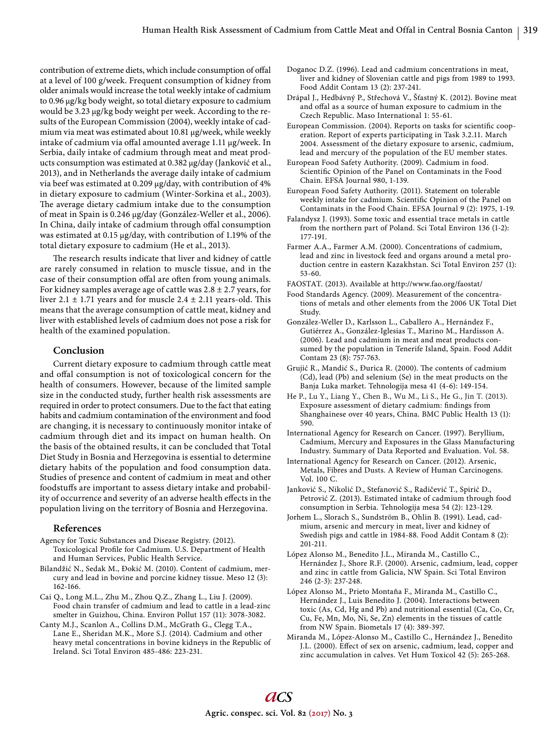contribution of extreme diets, which include consumption of offal at a level of 100 g/week. Frequent consumption of kidney from older animals would increase the total weekly intake of cadmium to 0.96 μg/kg body weight, so total dietary exposure to cadmium would be 3.23 μg/kg body weight per week. According to the results of the European Commission (2004), weekly intake of cadmium via meat was estimated about 10.81 μg/week, while weekly intake of cadmium via offal amounted average 1.11 μg/week. In Serbia, daily intake of cadmium through meat and meat products consumption was estimated at 0.382 μg/day (Janković et al., 2013), and in Netherlands the average daily intake of cadmium via beef was estimated at 0.209 μg/day, with contribution of 4% in dietary exposure to cadmium (Winter-Sorkina et al., 2003). The average dietary cadmium intake due to the consumption of meat in Spain is 0.246 μg/day (González-Weller et al., 2006). In China, daily intake of cadmium through offal consumption was estimated at 0.15 μg/day, with contribution of 1.19% of the total dietary exposure to cadmium (He et al., 2013).

The research results indicate that liver and kidney of cattle are rarely consumed in relation to muscle tissue, and in the case of their consumption offal are often from young animals. For kidney samples average age of cattle was 2.8 ± 2.7 years, for liver 2.1 ± 1.71 years and for muscle 2.4 ± 2.11 years-old. This means that the average consumption of cattle meat, kidney and liver with established levels of cadmium does not pose a risk for health of the examined population.

## Conclusion

Current dietary exposure to cadmium through cattle meat and offal consumption is not of toxicological concern for the health of consumers. However, because of the limited sample size in the conducted study, further health risk assessments are required in order to protect consumers. Due to the fact that eating habits and cadmium contamination of the environment and food are changing, it is necessary to continuously monitor intake of cadmium through diet and its impact on human health. On the basis of the obtained results, it can be concluded that Total Diet Study in Bosnia and Herzegovina is essential to determine dietary habits of the population and food consumption data. Studies of presence and content of cadmium in meat and other foodstuffs are important to assess dietary intake and probability of occurrence and severity of an adverse health effects in the population living on the territory of Bosnia and Herzegovina.

## References

Agency for Toxic Substances and Disease Registry. (2012). Toxicological Profile for Cadmium. U.S. Department of Health and Human Services, Public Health Service.

Bilandžić N., Sedak M., Đokić M. (2010). Content of cadmium, mercury and lead in bovine and porcine kidney tissue. Meso 12 (3): 162-166.

Cai Q., Long M.L., Zhu M., Zhou Q.Z., Zhang L., Liu J. (2009). Food chain transfer of cadmium and lead to cattle in a lead-zinc smelter in Guizhou, China. Environ Pollut 157 (11): 3078-3082.

Canty M.J., Scanlon A., Collins D.M., McGrath G., Clegg T.A., Lane E., Sheridan M.K., More S.J. (2014). Cadmium and other heavy metal concentrations in bovine kidneys in the Republic of Ireland. Sci Total Environ 485-486: 223-231.

Doganoc D.Z. (1996). Lead and cadmium concentrations in meat, liver and kidney of Slovenian cattle and pigs from 1989 to 1993. Food Addit Contam 13 (2): 237-241.

Drápal J., Hedbávný P., Střechová V., Šťastný K. (2012). Bovine meat and offal as a source of human exposure to cadmium in the Czech Republic. Maso International 1: 55-61.

European Commission. (2004). Reports on tasks for scientific cooperation. Report of experts participating in Task 3.2.11. March 2004. Assessment of the dietary exposure to arsenic, cadmium, lead and mercury of the population of the EU member states.

European Food Safety Authority. (2009). Cadmium in food. Scientific Opinion of the Panel on Contaminats in the Food Chain. EFSA Journal 980, 1-139.

European Food Safety Authority. (2011). Statement on tolerable weekly intake for cadmium. Scientific Opinion of the Panel on Contaminats in the Food Chain. EFSA Journal 9 (2): 1975, 1-19.

Falandysz J. (1993). Some toxic and essential trace metals in cattle from the northern part of Poland. Sci Total Environ 136 (1-2): 177-191.

Farmer A.A., Farmer A.M. (2000). Concentrations of cadmium, lead and zinc in livestock feed and organs around a metal production centre in eastern Kazakhstan. Sci Total Environ 257 (1): 53-60.

FAOSTAT. (2013). Available at http://www.fao.org/faostat/

Food Standards Agency. (2009). Measurement of the concentrations of metals and other elements from the 2006 UK Total Diet Study.

González-Weller D., Karlsson L., Caballero A., Hernández F., Gutiérrez A., González-Iglesias T., Marino M., Hardisson A. (2006). Lead and cadmium in meat and meat products consumed by the population in Tenerife Island, Spain. Food Addit Contam 23 (8): 757-763.

Grujić R., Mandić S., Đurica R. (2000). The contents of cadmium (Cd), lead (Pb) and selenium (Se) in the meat products on the Banja Luka market. Tehnologija mesa 41 (4-6): 149-154.

He P., Lu Y., Liang Y., Chen B., Wu M., Li S., He G., Jin T. (2013). Exposure assessment of dietary cadmium: findings from Shanghainese over 40 years, China. BMC Public Health 13 (1): 590.

International Agency for Research on Cancer. (1997). Beryllium, Cadmium, Mercury and Exposures in the Glass Manufacturing Industry. Summary of Data Reported and Evaluation. Vol. 58.

International Agency for Research on Cancer. (2012). Arsenic, Metals, Fibres and Dusts. A Review of Human Carcinogens. Vol. 100 C.

Janković S., Nikolić D., Stefanović S., Radičević T., Spirić D., Petrović Z. (2013). Estimated intake of cadmium through food consumption in Serbia. Tehnologija mesa 54 (2): 123-129.

Jorhem L., Slorach S., Sundström B., Ohlin B. (1991). Lead, cadmium, arsenic and mercury in meat, liver and kidney of Swedish pigs and cattle in 1984-88. Food Addit Contam 8 (2): 201-211.

López Alonso M., Benedito J.L., Miranda M., Castillo C., Hernández J., Shore R.F. (2000). Arsenic, cadmium, lead, copper and zinc in cattle from Galicia, NW Spain. Sci Total Environ 246 (2-3): 237-248.

López Alonso M., Prieto Montaña F., Miranda M., Castillo C., Hernández J., Luis Benedito J. (2004). Interactions between toxic (As, Cd, Hg and Pb) and nutritional essential (Ca, Co, Cr, Cu, Fe, Mn, Mo, Ni, Se, Zn) elements in the tissues of cattle from NW Spain. Biometals 17 (4): 389-397.

Miranda M., López-Alonso M., Castillo C., Hernández J., Benedito J.L. (2000). Effect of sex on arsenic, cadmium, lead, copper and zinc accumulation in calves. Vet Hum Toxicol 42 (5): 265-268.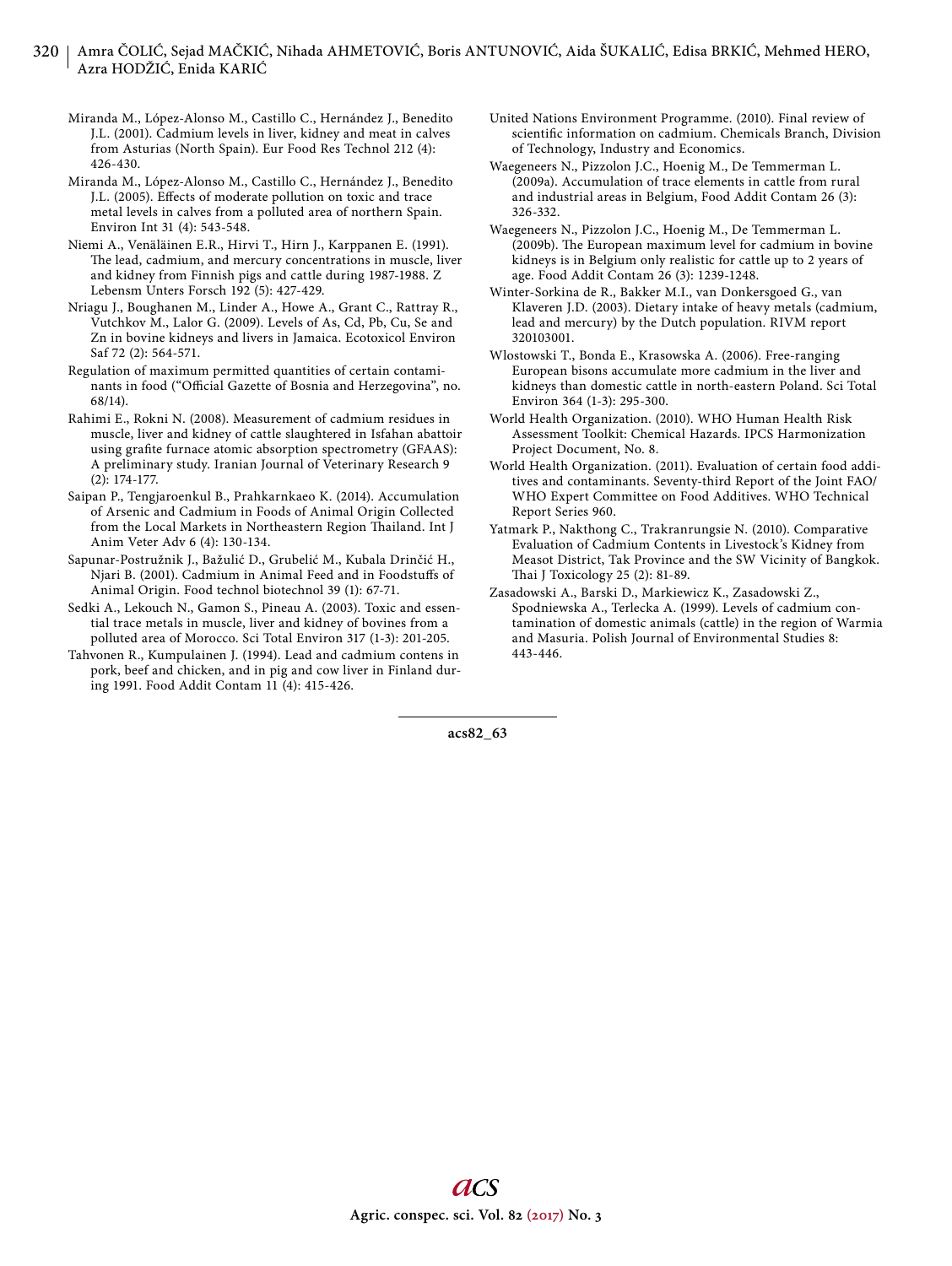Miranda M., López-Alonso M., Castillo C., Hernández J., Benedito J.L. (2001). Cadmium levels in liver, kidney and meat in calves from Asturias (North Spain). Eur Food Res Technol 212 (4): 426-430.

Miranda M., López-Alonso M., Castillo C., Hernández J., Benedito J.L. (2005). Effects of moderate pollution on toxic and trace metal levels in calves from a polluted area of northern Spain. Environ Int 31 (4): 543-548.

Niemi A., Venäläinen E.R., Hirvi T., Hirn J., Karppanen E. (1991). The lead, cadmium, and mercury concentrations in muscle, liver and kidney from Finnish pigs and cattle during 1987-1988. Z Lebensm Unters Forsch 192 (5): 427-429.

Nriagu J., Boughanen M., Linder A., Howe A., Grant C., Rattray R., Vutchkov M., Lalor G. (2009). Levels of As, Cd, Pb, Cu, Se and Zn in bovine kidneys and livers in Jamaica. Ecotoxicol Environ Saf 72 (2): 564-571.

Regulation of maximum permitted quantities of certain contaminants in food ("Official Gazette of Bosnia and Herzegovina", no. 68/14).

Rahimi E., Rokni N. (2008). Measurement of cadmium residues in muscle, liver and kidney of cattle slaughtered in Isfahan abattoir using grafite furnace atomic absorption spectrometry (GFAAS): A preliminary study. Iranian Journal of Veterinary Research 9 (2): 174-177.

Saipan P., Tengjaroenkul B., Prahkarnkaeo K. (2014). Accumulation of Arsenic and Cadmium in Foods of Animal Origin Collected from the Local Markets in Northeastern Region Thailand. Int J Anim Veter Adv 6 (4): 130-134.

Sapunar-Postružnik J., Bažulić D., Grubelić M., Kubala Drinčić H., Njari B. (2001). Cadmium in Animal Feed and in Foodstuffs of Animal Origin. Food technol biotechnol 39 (1): 67-71.

Sedki A., Lekouch N., Gamon S., Pineau A. (2003). Toxic and essential trace metals in muscle, liver and kidney of bovines from a polluted area of Morocco. Sci Total Environ 317 (1-3): 201-205.

Tahvonen R., Kumpulainen J. (1994). Lead and cadmium contens in pork, beef and chicken, and in pig and cow liver in Finland during 1991. Food Addit Contam 11 (4): 415-426.

United Nations Environment Programme. (2010). Final review of scientific information on cadmium. Chemicals Branch, Division of Technology, Industry and Economics.

Waegeneers N., Pizzolon J.C., Hoenig M., De Temmerman L. (2009a). Accumulation of trace elements in cattle from rural and industrial areas in Belgium, Food Addit Contam 26 (3): 326-332.

Waegeneers N., Pizzolon J.C., Hoenig M., De Temmerman L. (2009b). The European maximum level for cadmium in bovine kidneys is in Belgium only realistic for cattle up to 2 years of age. Food Addit Contam 26 (3): 1239-1248.

Winter-Sorkina de R., Bakker M.I., van Donkersgoed G., van Klaveren J.D. (2003). Dietary intake of heavy metals (cadmium, lead and mercury) by the Dutch population. RIVM report 320103001.

Wlostowski T., Bonda E., Krasowska A. (2006). Free-ranging European bisons accumulate more cadmium in the liver and kidneys than domestic cattle in north-eastern Poland. Sci Total Environ 364 (1-3): 295-300.

World Health Organization. (2010). WHO Human Health Risk Assessment Toolkit: Chemical Hazards. IPCS Harmonization Project Document, No. 8.

World Health Organization. (2011). Evaluation of certain food additives and contaminants. Seventy-third Report of the Joint FAO/WHO Expert Committee on Food Additives. WHO Technical Report Series 960.

Yatmark P., Nakthong C., Trakranrungsie N. (2010). Comparative Evaluation of Cadmium Contents in Livestock's Kidney from Measot District, Tak Province and the SW Vicinity of Bangkok. Thai J Toxicology 25 (2): 81-89.

Zasadowski A., Barski D., Markiewicz K., Zasadowski Z., Spodniewska A., Terlecka A. (1999). Levels of cadmium contamination of domestic animals (cattle) in the region of Warmia and Masuria. Polish Journal of Environmental Studies 8: 443-446.

**acs82_63**